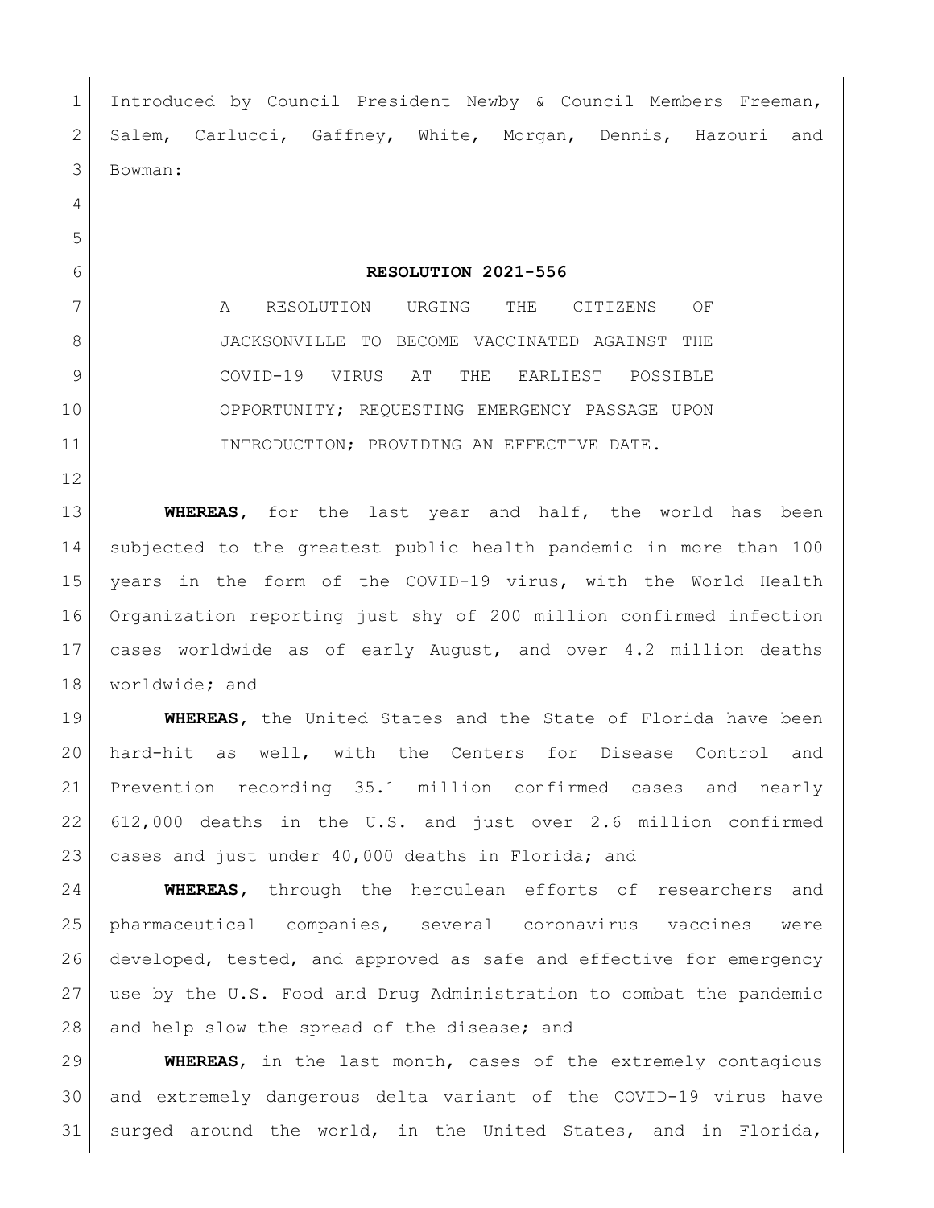Introduced by Council President Newby & Council Members Freeman, Salem, Carlucci, Gaffney, White, Morgan, Dennis, Hazouri and Bowman:

# RESOLUTION 2021-556

A RESOLUTION URGING THE CITIZENS OF JACKSONVILLE TO BECOME VACCINATED AGAINST THE COVID-19 VIRUS AT THE EARLIEST POSSIBLE OPPORTUNITY; REQUESTING EMERGENCY PASSAGE UPON INTRODUCTION; PROVIDING AN EFFECTIVE DATE.

**WHEREAS**, for the last year and half, the world has been subjected to the greatest public health pandemic in more than 100 years in the form of the COVID-19 virus, with the World Health Organization reporting just shy of 200 million confirmed infection cases worldwide as of early August, and over 4.2 million deaths worldwide; and

**WHEREAS**, the United States and the State of Florida have been hard-hit as well, with the Centers for Disease Control and Prevention recording 35.1 million confirmed cases and nearly 612,000 deaths in the U.S. and just over 2.6 million confirmed cases and just under 40,000 deaths in Florida; and

**WHEREAS**, through the herculean efforts of researchers and pharmaceutical companies, several coronavirus vaccines were developed, tested, and approved as safe and effective for emergency use by the U.S. Food and Drug Administration to combat the pandemic and help slow the spread of the disease; and

**WHEREAS**, in the last month, cases of the extremely contagious and extremely dangerous delta variant of the COVID-19 virus have surged around the world, in the United States, and in Florida,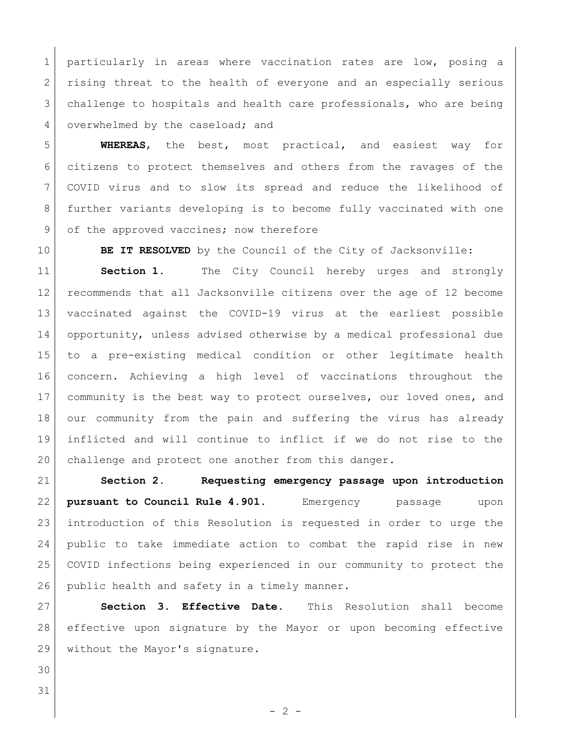particularly in areas where vaccination rates are low, posing a rising threat to the health of everyone and an especially serious challenge to hospitals and health care professionals, who are being overwhelmed by the caseload; and

**WHEREAS**, the best, most practical, and easiest way for citizens to protect themselves and others from the ravages of the COVID virus and to slow its spread and reduce the likelihood of further variants developing is to become fully vaccinated with one of the approved vaccines; now therefore

**BE IT RESOLVED** by the Council of the City of Jacksonville:

**Section 1.** The City Council hereby urges and strongly recommends that all Jacksonville citizens over the age of 12 become vaccinated against the COVID-19 virus at the earliest possible opportunity, unless advised otherwise by a medical professional due to a pre-existing medical condition or other legitimate health concern. Achieving a high level of vaccinations throughout the community is the best way to protect ourselves, our loved ones, and our community from the pain and suffering the virus has already inflicted and will continue to inflict if we do not rise to the challenge and protect one another from this danger.

**Section 2. Requesting emergency passage upon introduction pursuant to Council Rule 4.901.** Emergency passage upon introduction of this Resolution is requested in order to urge the public to take immediate action to combat the rapid rise in new COVID infections being experienced in our community to protect the public health and safety in a timely manner.

**Section 3. Effective Date.** This Resolution shall become effective upon signature by the Mayor or upon becoming effective without the Mayor's signature.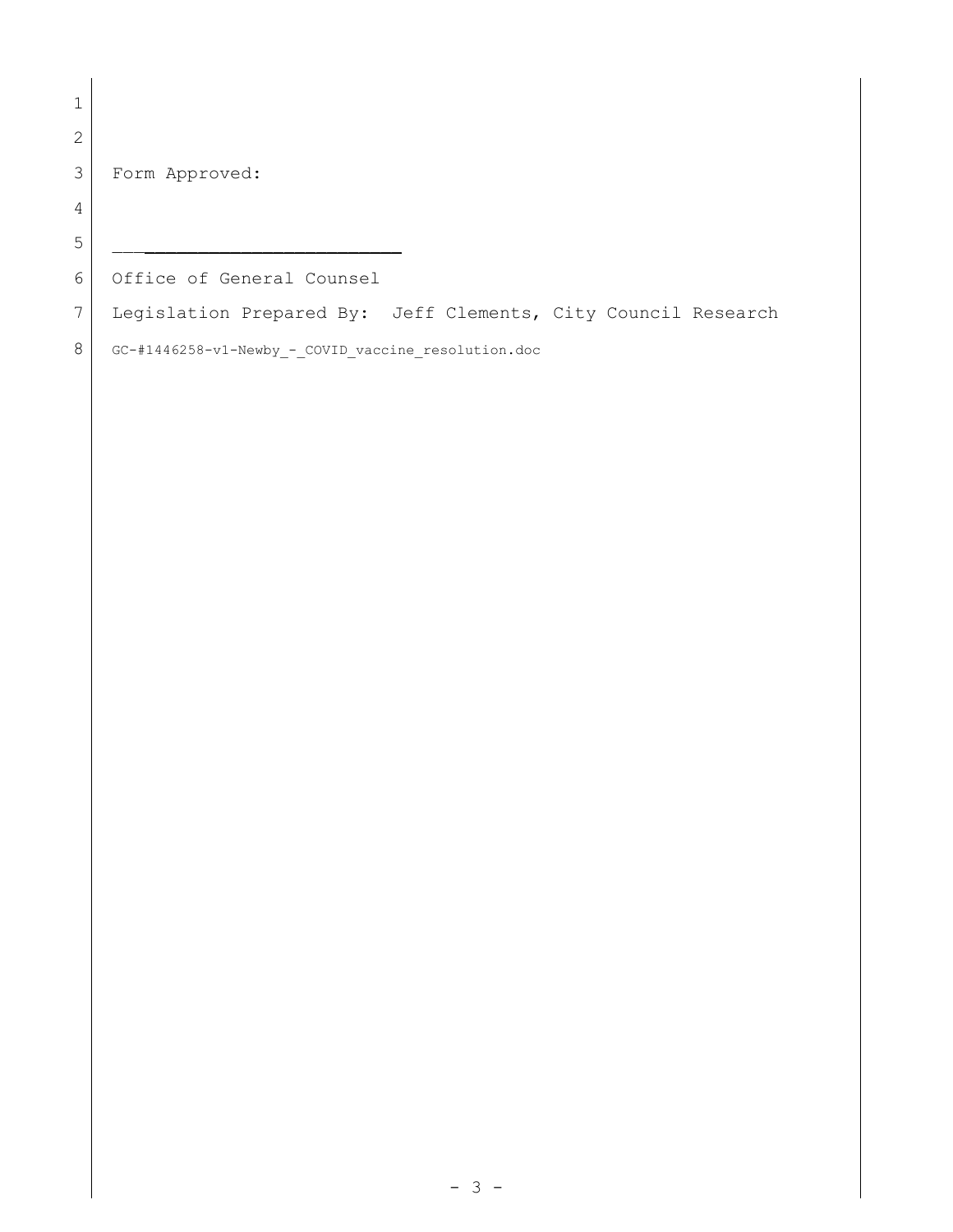Form Approved:

\_\_\_\_\_\_\_\_\_\_\_\_\_\_\_\_\_\_\_\_\_\_\_\_\_\_

Office of General Counsel

Legislation Prepared By: Jeff Clements, City Council Research

GC-#1446258-v1-Newby_-_COVID_vaccine_resolution.doc